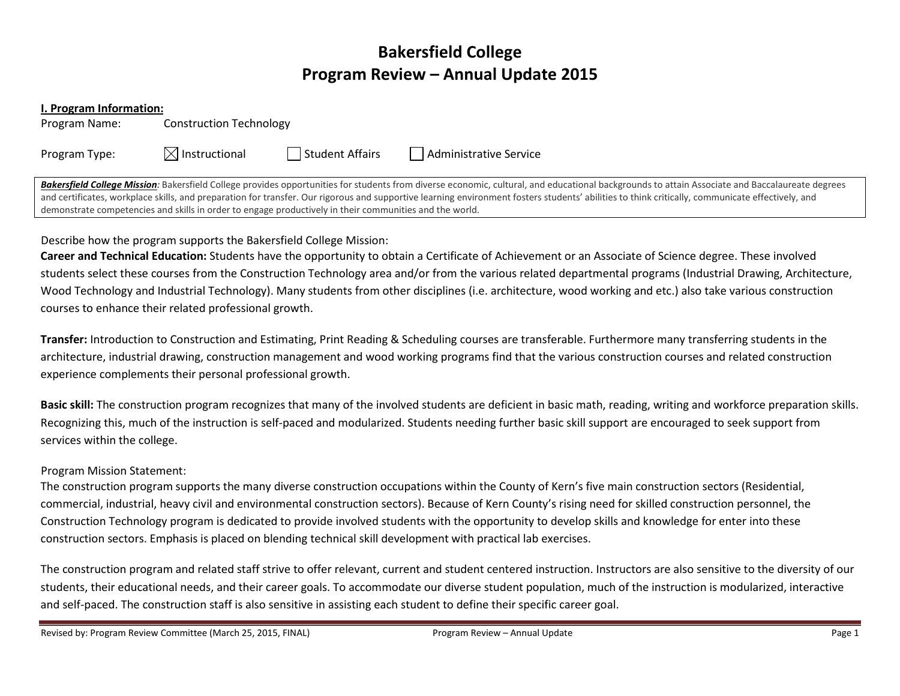# Bakersfield College
# Program Review – Annual Update 2015

**I. Program Information:**

Program Name: Construction Technology

Program Type: ☒ Instructional ☐ Student Affairs ☐ Administrative Service

***Bakersfield College Mission**:* Bakersfield College provides opportunities for students from diverse economic, cultural, and educational backgrounds to attain Associate and Baccalaureate degrees and certificates, workplace skills, and preparation for transfer. Our rigorous and supportive learning environment fosters students' abilities to think critically, communicate effectively, and demonstrate competencies and skills in order to engage productively in their communities and the world.

Describe how the program supports the Bakersfield College Mission:

**Career and Technical Education:** Students have the opportunity to obtain a Certificate of Achievement or an Associate of Science degree. These involved students select these courses from the Construction Technology area and/or from the various related departmental programs (Industrial Drawing, Architecture, Wood Technology and Industrial Technology). Many students from other disciplines (i.e. architecture, wood working and etc.) also take various construction courses to enhance their related professional growth.

**Transfer:** Introduction to Construction and Estimating, Print Reading & Scheduling courses are transferable. Furthermore many transferring students in the architecture, industrial drawing, construction management and wood working programs find that the various construction courses and related construction experience complements their personal professional growth.

**Basic skill:** The construction program recognizes that many of the involved students are deficient in basic math, reading, writing and workforce preparation skills. Recognizing this, much of the instruction is self-paced and modularized. Students needing further basic skill support are encouraged to seek support from services within the college.

Program Mission Statement:

The construction program supports the many diverse construction occupations within the County of Kern's five main construction sectors (Residential, commercial, industrial, heavy civil and environmental construction sectors). Because of Kern County's rising need for skilled construction personnel, the Construction Technology program is dedicated to provide involved students with the opportunity to develop skills and knowledge for enter into these construction sectors. Emphasis is placed on blending technical skill development with practical lab exercises.

The construction program and related staff strive to offer relevant, current and student centered instruction. Instructors are also sensitive to the diversity of our students, their educational needs, and their career goals. To accommodate our diverse student population, much of the instruction is modularized, interactive and self-paced. The construction staff is also sensitive in assisting each student to define their specific career goal.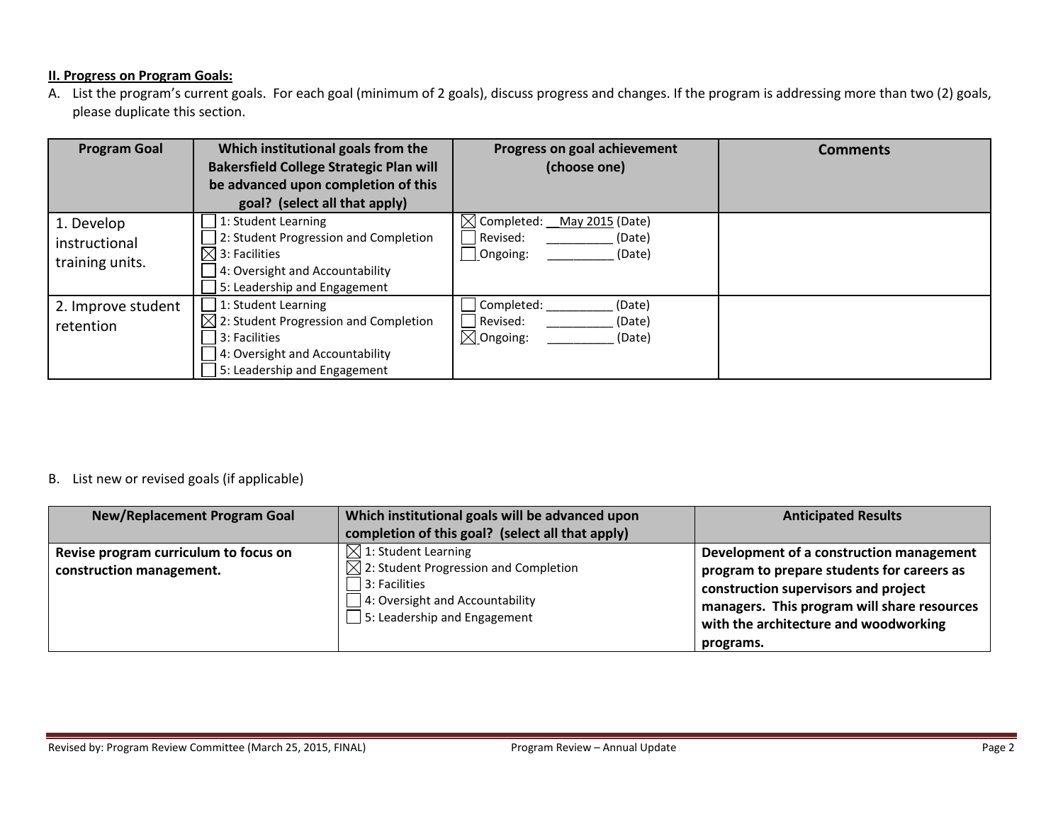**II. Progress on Program Goals:**

A. List the program's current goals. For each goal (minimum of 2 goals), discuss progress and changes. If the program is addressing more than two (2) goals, please duplicate this section.

| Program Goal | Which institutional goals from the Bakersfield College Strategic Plan will be advanced upon completion of this goal? (select all that apply) | Progress on goal achievement (choose one) | Comments |
|---|---|---|---|
| 1. Develop instructional training units. | ☐ 1: Student Learning<br>☐ 2: Student Progression and Completion<br>☒ 3: Facilities<br>☐ 4: Oversight and Accountability<br>☐ 5: Leadership and Engagement | ☒ Completed: \_\_May 2015 (Date)<br>☐ Revised: \_\_\_\_\_\_\_\_\_\_ (Date)<br>☐ Ongoing: \_\_\_\_\_\_\_\_\_\_ (Date) | |
| 2. Improve student retention | ☐ 1: Student Learning<br>☒ 2: Student Progression and Completion<br>☐ 3: Facilities<br>☐ 4: Oversight and Accountability<br>☐ 5: Leadership and Engagement | ☐ Completed: \_\_\_\_\_\_\_\_\_\_ (Date)<br>☐ Revised: \_\_\_\_\_\_\_\_\_\_ (Date)<br>☒ Ongoing: \_\_\_\_\_\_\_\_\_\_ (Date) | |

B. List new or revised goals (if applicable)

| New/Replacement Program Goal | Which institutional goals will be advanced upon completion of this goal? (select all that apply) | Anticipated Results |
|---|---|---|
| **Revise program curriculum to focus on construction management.** | ☒ 1: Student Learning<br>☒ 2: Student Progression and Completion<br>☐ 3: Facilities<br>☐ 4: Oversight and Accountability<br>☐ 5: Leadership and Engagement | **Development of a construction management program to prepare students for careers as construction supervisors and project managers. This program will share resources with the architecture and woodworking programs.** |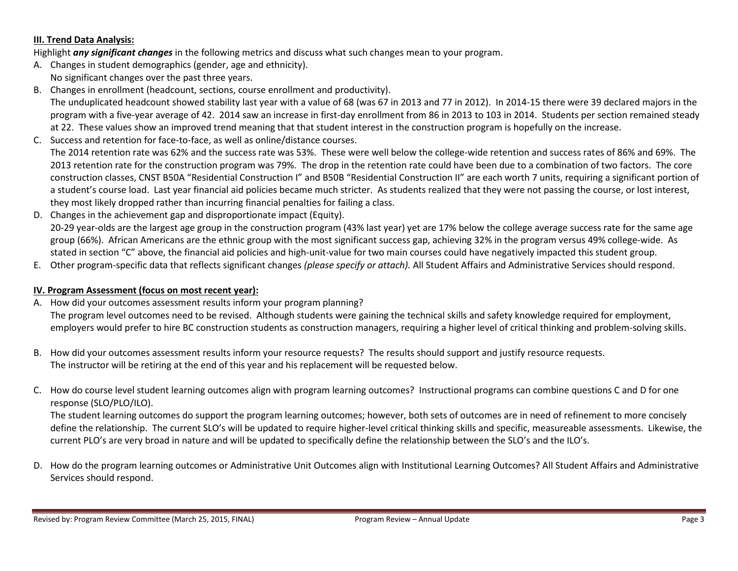**III. Trend Data Analysis:**

Highlight ***any significant changes*** in the following metrics and discuss what such changes mean to your program.

A. Changes in student demographics (gender, age and ethnicity).
   No significant changes over the past three years.

B. Changes in enrollment (headcount, sections, course enrollment and productivity).
   The unduplicated headcount showed stability last year with a value of 68 (was 67 in 2013 and 77 in 2012). In 2014-15 there were 39 declared majors in the program with a five-year average of 42. 2014 saw an increase in first-day enrollment from 86 in 2013 to 103 in 2014. Students per section remained steady at 22. These values show an improved trend meaning that that student interest in the construction program is hopefully on the increase.

C. Success and retention for face-to-face, as well as online/distance courses.
   The 2014 retention rate was 62% and the success rate was 53%. These were well below the college-wide retention and success rates of 86% and 69%. The 2013 retention rate for the construction program was 79%. The drop in the retention rate could have been due to a combination of two factors. The core construction classes, CNST B50A "Residential Construction I" and B50B "Residential Construction II" are each worth 7 units, requiring a significant portion of a student's course load. Last year financial aid policies became much stricter. As students realized that they were not passing the course, or lost interest, they most likely dropped rather than incurring financial penalties for failing a class.

D. Changes in the achievement gap and disproportionate impact (Equity).
   20-29 year-olds are the largest age group in the construction program (43% last year) yet are 17% below the college average success rate for the same age group (66%). African Americans are the ethnic group with the most significant success gap, achieving 32% in the program versus 49% college-wide. As stated in section "C" above, the financial aid policies and high-unit-value for two main courses could have negatively impacted this student group.

E. Other program-specific data that reflects significant changes *(please specify or attach).* All Student Affairs and Administrative Services should respond.

**IV. Program Assessment (focus on most recent year):**

A. How did your outcomes assessment results inform your program planning?
   The program level outcomes need to be revised. Although students were gaining the technical skills and safety knowledge required for employment, employers would prefer to hire BC construction students as construction managers, requiring a higher level of critical thinking and problem-solving skills.

B. How did your outcomes assessment results inform your resource requests? The results should support and justify resource requests.
   The instructor will be retiring at the end of this year and his replacement will be requested below.

C. How do course level student learning outcomes align with program learning outcomes? Instructional programs can combine questions C and D for one response (SLO/PLO/ILO).
   The student learning outcomes do support the program learning outcomes; however, both sets of outcomes are in need of refinement to more concisely define the relationship. The current SLO's will be updated to require higher-level critical thinking skills and specific, measureable assessments. Likewise, the current PLO's are very broad in nature and will be updated to specifically define the relationship between the SLO's and the ILO's.

D. How do the program learning outcomes or Administrative Unit Outcomes align with Institutional Learning Outcomes? All Student Affairs and Administrative Services should respond.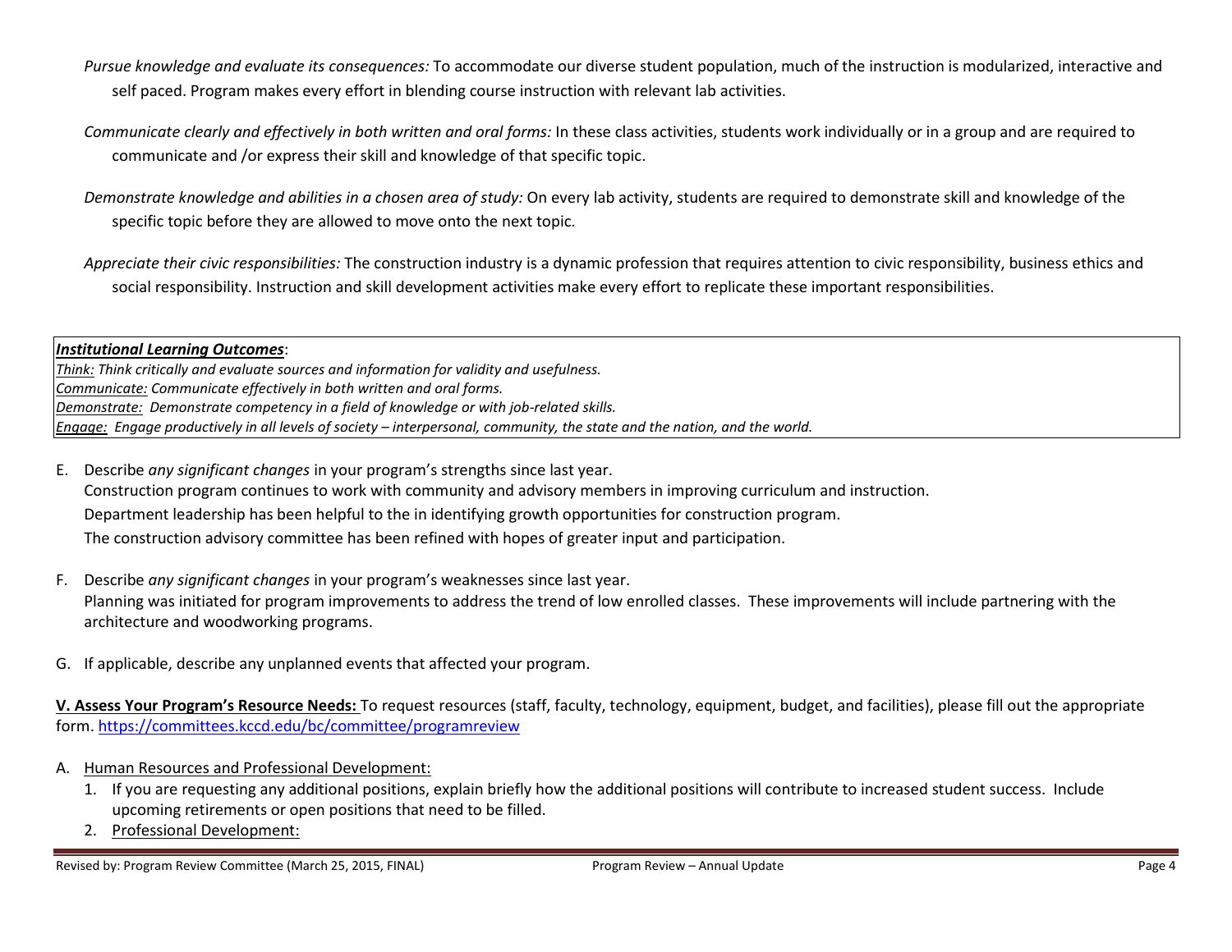*Pursue knowledge and evaluate its consequences:* To accommodate our diverse student population, much of the instruction is modularized, interactive and self paced. Program makes every effort in blending course instruction with relevant lab activities.

*Communicate clearly and effectively in both written and oral forms:* In these class activities, students work individually or in a group and are required to communicate and /or express their skill and knowledge of that specific topic.

*Demonstrate knowledge and abilities in a chosen area of study:* On every lab activity, students are required to demonstrate skill and knowledge of the specific topic before they are allowed to move onto the next topic.

*Appreciate their civic responsibilities:* The construction industry is a dynamic profession that requires attention to civic responsibility, business ethics and social responsibility. Instruction and skill development activities make every effort to replicate these important responsibilities.

***Institutional Learning Outcomes***:
*Think: Think critically and evaluate sources and information for validity and usefulness.*
*Communicate: Communicate effectively in both written and oral forms.*
*Demonstrate: Demonstrate competency in a field of knowledge or with job-related skills.*
*Engage: Engage productively in all levels of society – interpersonal, community, the state and the nation, and the world.*

E. Describe *any significant changes* in your program's strengths since last year.
   Construction program continues to work with community and advisory members in improving curriculum and instruction.
   Department leadership has been helpful to the in identifying growth opportunities for construction program.
   The construction advisory committee has been refined with hopes of greater input and participation.

F. Describe *any significant changes* in your program's weaknesses since last year.
   Planning was initiated for program improvements to address the trend of low enrolled classes. These improvements will include partnering with the architecture and woodworking programs.

G. If applicable, describe any unplanned events that affected your program.

**V. Assess Your Program's Resource Needs:** To request resources (staff, faculty, technology, equipment, budget, and facilities), please fill out the appropriate form. https://committees.kccd.edu/bc/committee/programreview

A. Human Resources and Professional Development:
   1. If you are requesting any additional positions, explain briefly how the additional positions will contribute to increased student success. Include upcoming retirements or open positions that need to be filled.
   2. Professional Development: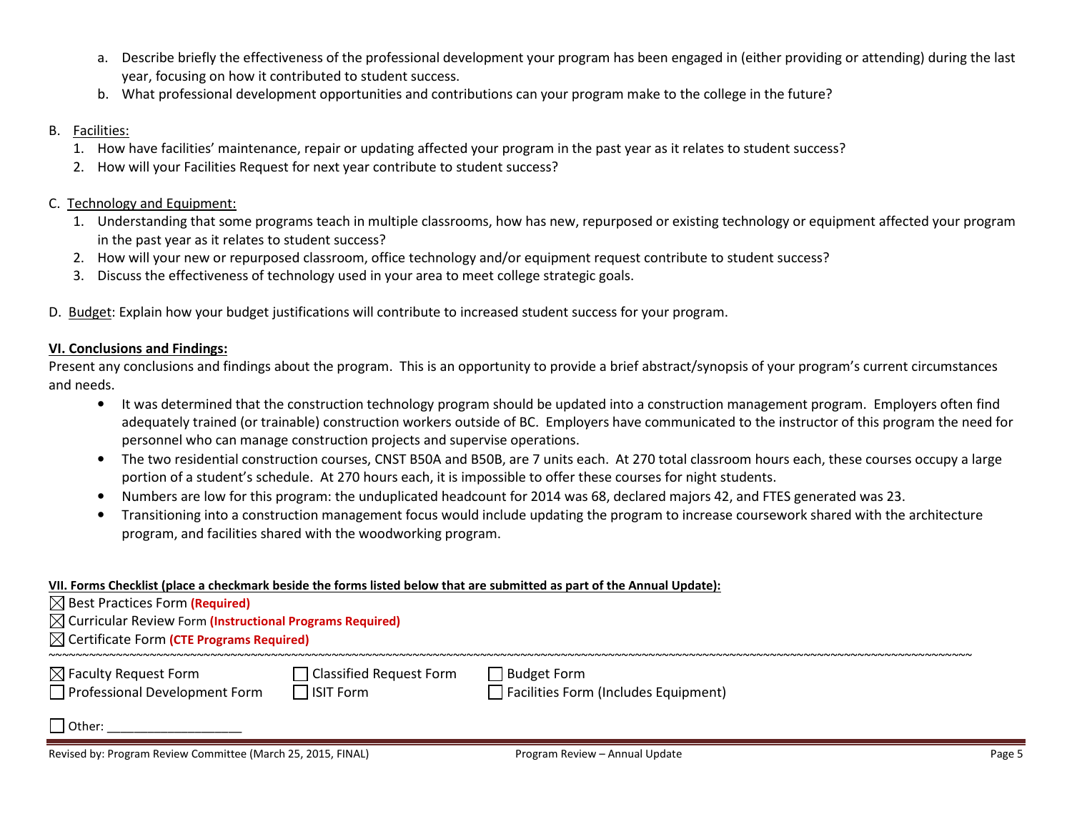a. Describe briefly the effectiveness of the professional development your program has been engaged in (either providing or attending) during the last year, focusing on how it contributed to student success.
b. What professional development opportunities and contributions can your program make to the college in the future?

B. <u>Facilities:</u>

1. How have facilities' maintenance, repair or updating affected your program in the past year as it relates to student success?
2. How will your Facilities Request for next year contribute to student success?

C. <u>Technology and Equipment:</u>

1. Understanding that some programs teach in multiple classrooms, how has new, repurposed or existing technology or equipment affected your program in the past year as it relates to student success?
2. How will your new or repurposed classroom, office technology and/or equipment request contribute to student success?
3. Discuss the effectiveness of technology used in your area to meet college strategic goals.

D. <u>Budget</u>: Explain how your budget justifications will contribute to increased student success for your program.

## VI. Conclusions and Findings:

Present any conclusions and findings about the program. This is an opportunity to provide a brief abstract/synopsis of your program's current circumstances and needs.

- It was determined that the construction technology program should be updated into a construction management program. Employers often find adequately trained (or trainable) construction workers outside of BC. Employers have communicated to the instructor of this program the need for personnel who can manage construction projects and supervise operations.
- The two residential construction courses, CNST B50A and B50B, are 7 units each. At 270 total classroom hours each, these courses occupy a large portion of a student's schedule. At 270 hours each, it is impossible to offer these courses for night students.
- Numbers are low for this program: the unduplicated headcount for 2014 was 68, declared majors 42, and FTES generated was 23.
- Transitioning into a construction management focus would include updating the program to increase coursework shared with the architecture program, and facilities shared with the woodworking program.

## VII. Forms Checklist (place a checkmark beside the forms listed below that are submitted as part of the Annual Update):

☒ Best Practices Form **(Required)**
☒ Curricular Review Form **(Instructional Programs Required)**
☒ Certificate Form **(CTE Programs Required)**

~~~~~~~~~~~~~~~~~~~~~~~~~~~~~~~~~~~~~~~~~~~~~~~~~~~~~~~~~~~~~~~~~~~~~~~~~~~~~~~~

☒ Faculty Request Form ☐ Classified Request Form ☐ Budget Form
☐ Professional Development Form ☐ ISIT Form ☐ Facilities Form (Includes Equipment)

☐ Other: ___________________